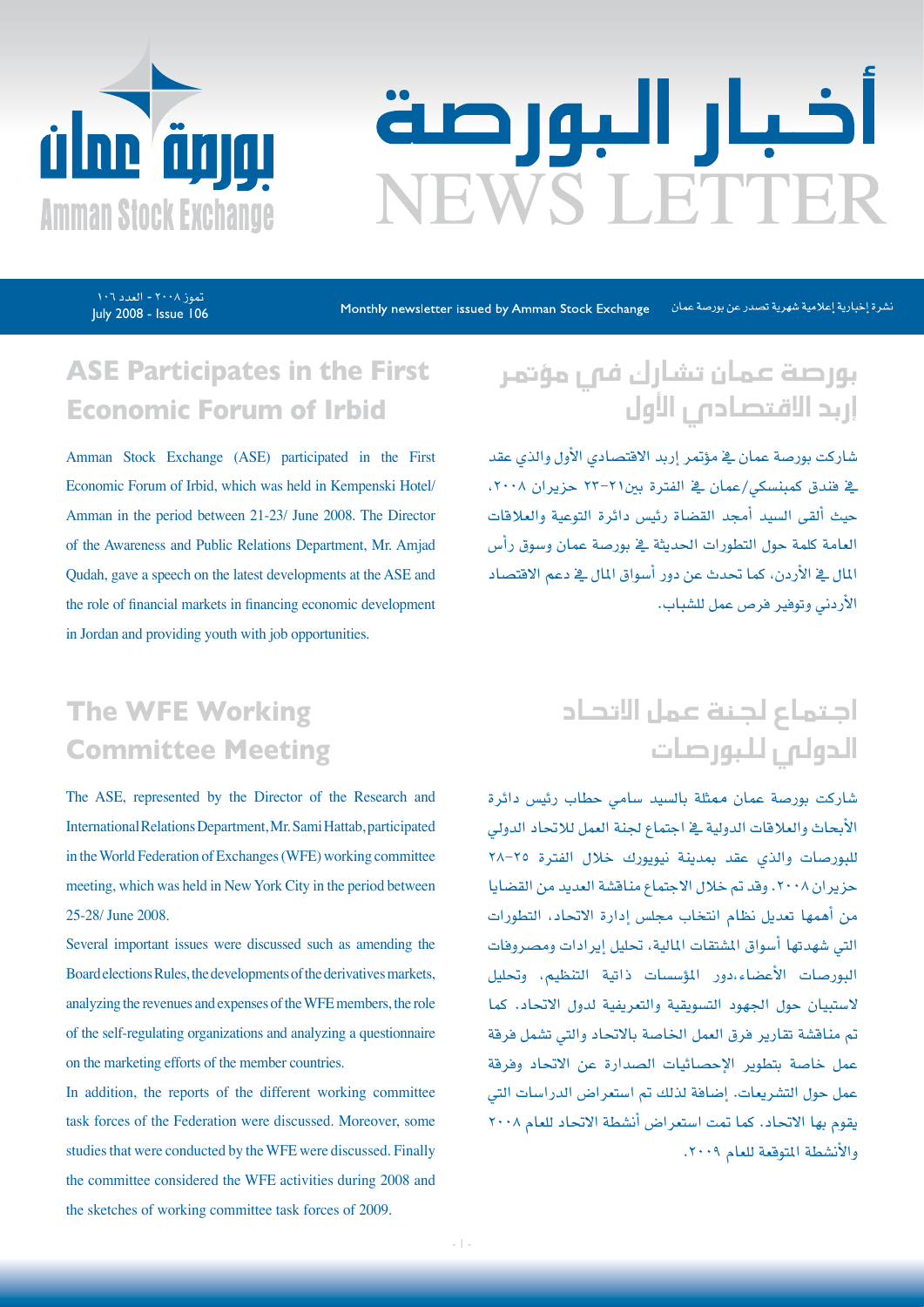# أخبار البورصة
# NEWS LETTER

بورصة عمان
Amman Stock Exchange

تموز ٢٠٠٨ - العدد ١٠٦
July 2008 - Issue 106

Monthly newsletter issued by Amman Stock Exchange

نشرة إخبارية إعلامية شهرية تصدر عن بورصة عمان

## ASE Participates in the First Economic Forum of Irbid

Amman Stock Exchange (ASE) participated in the First Economic Forum of Irbid, which was held in Kempenski Hotel/ Amman in the period between 21-23/ June 2008. The Director of the Awareness and Public Relations Department, Mr. Amjad Qudah, gave a speech on the latest developments at the ASE and the role of financial markets in financing economic development in Jordan and providing youth with job opportunities.

## بورصة عمان تشارك في مؤتمر إربد الاقتصادي الأول

شاركت بورصة عمان في مؤتمر إربد الاقتصادي الأول والذي عقد في فندق كمبنسكي/عمان في الفترة بين٢١-٢٣ حزيران ٢٠٠٨، حيث ألقى السيد أمجد القضاة رئيس دائرة التوعية والعلاقات العامة كلمة حول التطورات الحديثة في بورصة عمان وسوق رأس المال في الأردن، كما تحدث عن دور أسواق المال في دعم الاقتصاد الأردني وتوفير فرص عمل للشباب.

## The WFE Working Committee Meeting

The ASE, represented by the Director of the Research and International Relations Department, Mr. Sami Hattab, participated in the World Federation of Exchanges (WFE) working committee meeting, which was held in New York City in the period between 25-28/ June 2008.

Several important issues were discussed such as amending the Board elections Rules, the developments of the derivatives markets, analyzing the revenues and expenses of the WFE members, the role of the self-regulating organizations and analyzing a questionnaire on the marketing efforts of the member countries.

In addition, the reports of the different working committee task forces of the Federation were discussed. Moreover, some studies that were conducted by the WFE were discussed. Finally the committee considered the WFE activities during 2008 and the sketches of working committee task forces of 2009.

## اجتماع لجنة عمل الاتحاد الدولي للبورصات

شاركت بورصة عمان ممثلة بالسيد سامي حطاب رئيس دائرة الأبحاث والعلاقات الدولية في اجتماع لجنة العمل للاتحاد الدولي للبورصات والذي عقد بمدينة نيويورك خلال الفترة ٢٥-٢٨ حزيران ٢٠٠٨. وقد تم خلال الاجتماع مناقشة العديد من القضايا من أهمها تعديل نظام انتخاب مجلس إدارة الاتحاد، التطورات التي شهدتها أسواق المشتقات المالية، تحليل إيرادات ومصروفات البورصات الأعضاء،دور المؤسسات ذاتية التنظيم، وتحليل لاستبيان حول الجهود التسويقية والتعريفية لدول الاتحاد. كما تم مناقشة تقارير فرق العمل الخاصة بالاتحاد والتي تشمل فرقة عمل خاصة بتطوير الإحصائيات الصادرة عن الاتحاد وفرقة عمل حول التشريعات. إضافة لذلك تم استعراض الدراسات التي يقوم بها الاتحاد. كما تمت استعراض أنشطة الاتحاد للعام ٢٠٠٨ والأنشطة المتوقعة للعام ٢٠٠٩.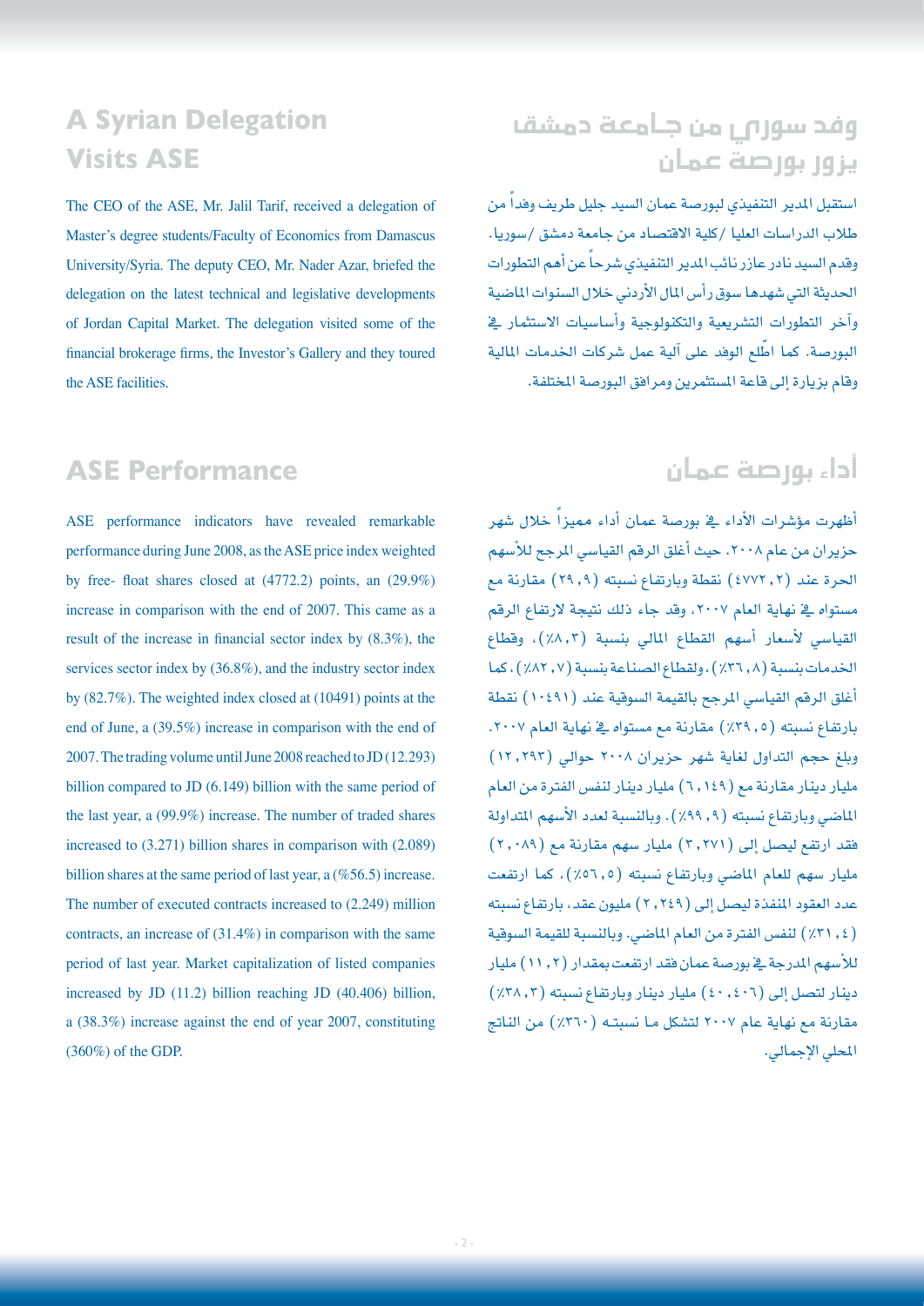## A Syrian Delegation Visits ASE

The CEO of the ASE, Mr. Jalil Tarif, received a delegation of Master's degree students/Faculty of Economics from Damascus University/Syria. The deputy CEO, Mr. Nader Azar, briefed the delegation on the latest technical and legislative developments of Jordan Capital Market. The delegation visited some of the financial brokerage firms, the Investor's Gallery and they toured the ASE facilities.

## وفد سوري من جامعة دمشق يزور بورصة عمان

استقبل المدير التنفيذي لبورصة عمان السيد جليل طريف وفداً من طلاب الدراسات العليا /كلية الاقتصاد من جامعة دمشق /سوريا. وقدم السيد نادر عازر نائب المدير التنفيذي شرحاً عن أهم التطورات الحديثة التي شهدها سوق رأس المال الأردني خلال السنوات الماضية وآخر التطورات التشريعية والتكنولوجية وأساسيات الاستثمار في البورصة. كما اطّلع الوفد على آلية عمل شركات الخدمات المالية وقام بزيارة إلى قاعة المستثمرين ومرافق البورصة المختلفة.

## ASE Performance

ASE performance indicators have revealed remarkable performance during June 2008, as the ASE price index weighted by free- float shares closed at (4772.2) points, an (29.9%) increase in comparison with the end of 2007. This came as a result of the increase in financial sector index by (8.3%), the services sector index by (36.8%), and the industry sector index by (82.7%). The weighted index closed at (10491) points at the end of June, a (39.5%) increase in comparison with the end of 2007. The trading volume until June 2008 reached to JD (12.293) billion compared to JD (6.149) billion with the same period of the last year, a (99.9%) increase. The number of traded shares increased to (3.271) billion shares in comparison with (2.089) billion shares at the same period of last year, a (%56.5) increase. The number of executed contracts increased to (2.249) million contracts, an increase of (31.4%) in comparison with the same period of last year. Market capitalization of listed companies increased by JD (11.2) billion reaching JD (40.406) billion, a (38.3%) increase against the end of year 2007, constituting (360%) of the GDP.

## أداء بورصة عمان

أظهرت مؤشرات الأداء في بورصة عمان أداء مميزاً خلال شهر حزيران من عام ٢٠٠٨. حيث أغلق الرقم القياسي المرجح للأسهم الحرة عند (٤٧٧٢,٢) نقطة وبارتفاع نسبته (٢٩,٩) مقارنة مع مستواه في نهاية العام ٢٠٠٧، وقد جاء ذلك نتيجة لارتفاع الرقم القياسي لأسعار أسهم القطاع المالي بنسبة (٨,٣٪)، وقطاع الخدمات بنسبة (٣٦,٨٪)، ولقطاع الصناعة بنسبة (٨٢,٧٪)، كما أغلق الرقم القياسي المرجح بالقيمة السوقية عند (١٠٤٩١) نقطة بارتفاع نسبته (٣٩,٥٪) مقارنة مع مستواه في نهاية العام ٢٠٠٧. وبلغ حجم التداول لغاية شهر حزيران ٢٠٠٨ حوالي (١٢,٢٩٣) مليار دينار مقارنة مع (٦,١٤٩) مليار دينار لنفس الفترة من العام الماضي وبارتفاع نسبته (٩٩,٩٪). وبالنسبة لعدد الأسهم المتداولة فقد ارتفع ليصل إلى (٣,٢٧١) مليار سهم مقارنة مع (٢,٠٨٩) مليار سهم للعام الماضي وبارتفاع نسبته (٥٦,٥٪)، كما ارتفعت عدد العقود المنفذة ليصل إلى (٢,٢٤٩) مليون عقد، بارتفاع نسبته (٣١,٤٪) لنفس الفترة من العام الماضي. وبالنسبة للقيمة السوقية للأسهم المدرجة في بورصة عمان فقد ارتفعت بمقدار (١١,٢) مليار دينار لتصل إلى (٤٠,٤٠٦) مليار دينار وبارتفاع نسبته (٣٨,٣٪) مقارنة مع نهاية عام ٢٠٠٧ لتشكل ما نسبته (٣٦٠٪) من الناتج المحلي الإجمالي.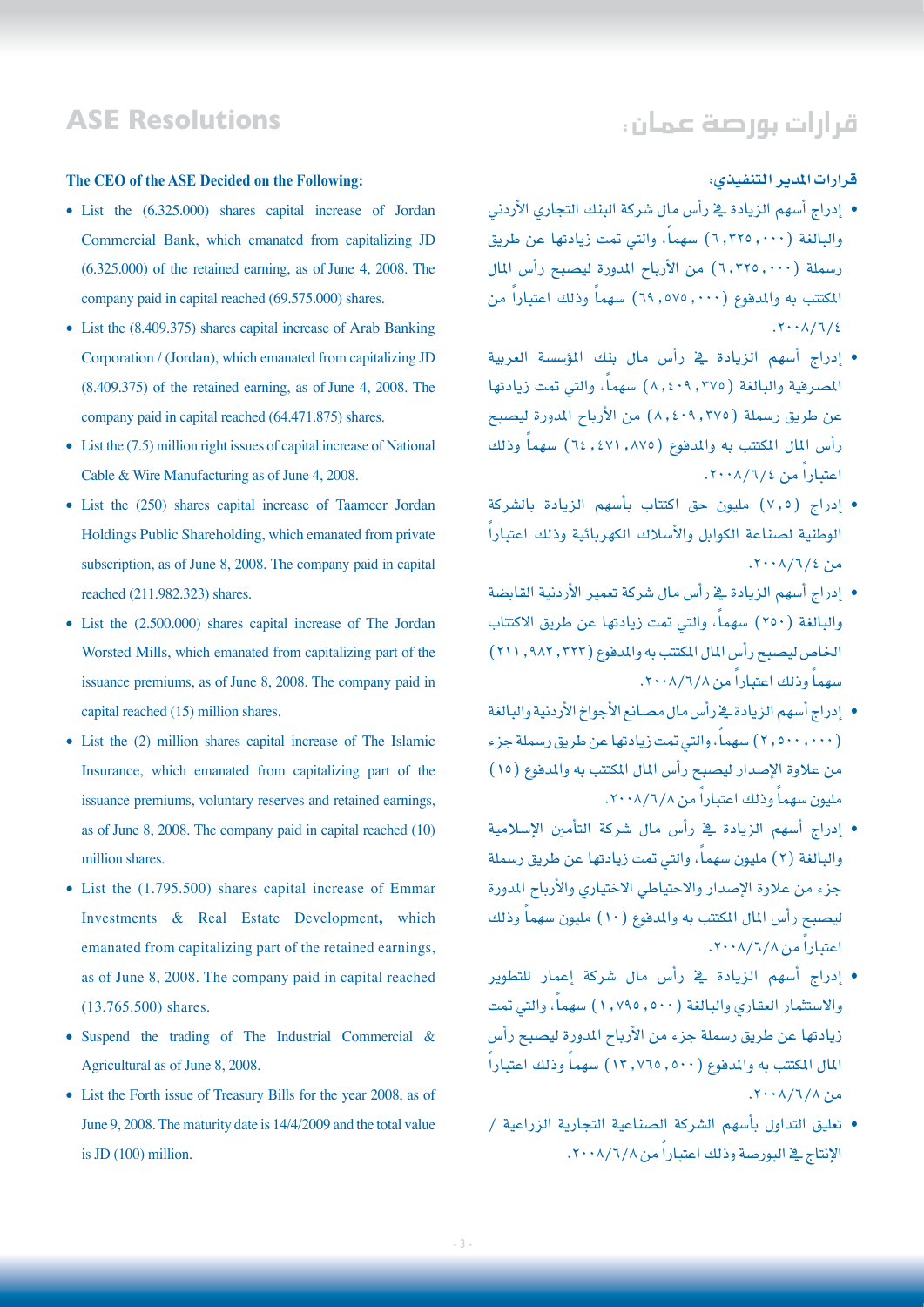# ASE Resolutions

### The CEO of the ASE Decided on the Following:

- List the (6.325.000) shares capital increase of Jordan Commercial Bank, which emanated from capitalizing JD (6.325.000) of the retained earning, as of June 4, 2008. The company paid in capital reached (69.575.000) shares.
- List the (8.409.375) shares capital increase of Arab Banking Corporation / (Jordan), which emanated from capitalizing JD (8.409.375) of the retained earning, as of June 4, 2008. The company paid in capital reached (64.471.875) shares.
- List the (7.5) million right issues of capital increase of National Cable & Wire Manufacturing as of June 4, 2008.
- List the (250) shares capital increase of Taameer Jordan Holdings Public Shareholding, which emanated from private subscription, as of June 8, 2008. The company paid in capital reached (211.982.323) shares.
- List the (2.500.000) shares capital increase of The Jordan Worsted Mills, which emanated from capitalizing part of the issuance premiums, as of June 8, 2008. The company paid in capital reached (15) million shares.
- List the (2) million shares capital increase of The Islamic Insurance, which emanated from capitalizing part of the issuance premiums, voluntary reserves and retained earnings, as of June 8, 2008. The company paid in capital reached (10) million shares.
- List the (1.795.500) shares capital increase of Emmar Investments & Real Estate Development, which emanated from capitalizing part of the retained earnings, as of June 8, 2008. The company paid in capital reached (13.765.500) shares.
- Suspend the trading of The Industrial Commercial & Agricultural as of June 8, 2008.
- List the Forth issue of Treasury Bills for the year 2008, as of June 9, 2008. The maturity date is 14/4/2009 and the total value is JD (100) million.

# قرارات بورصة عمان:

### قرارات المدير التنفيذي:

- إدراج أسهم الزيادة في رأس مال شركة البنك التجاري الأردني والبالغة (٦,٣٢٥,٠٠٠) سهماً، والتي تمت زيادتها عن طريق رسملة (٦,٣٢٥,٠٠٠) من الأرباح المدورة ليصبح رأس المال المكتتب به والمدفوع (٦٩,٥٧٥,٠٠٠) سهماً وذلك اعتباراً من ٢٠٠٨/٦/٤.
- إدراج أسهم الزيادة في رأس مال بنك المؤسسة العربية المصرفية والبالغة (٨,٤٠٩,٣٧٥) سهماً، والتي تمت زيادتها عن طريق رسملة (٨,٤٠٩,٣٧٥) من الأرباح المدورة ليصبح رأس المال المكتتب به والمدفوع (٦٤,٤٧١,٨٧٥) سهماً وذلك اعتباراً من ٢٠٠٨/٦/٤.
- إدراج (٧,٥) مليون حق اكتتاب بأسهم الزيادة بالشركة الوطنية لصناعة الكوابل والأسلاك الكهربائية وذلك اعتباراً من ٢٠٠٨/٦/٤.
- إدراج أسهم الزيادة في رأس مال شركة تعمير الأردنية القابضة والبالغة (٢٥٠) سهماً، والتي تمت زيادتها عن طريق الاكتتاب الخاص ليصبح رأس المال المكتتب به والمدفوع (٢١١,٩٨٢,٣٢٣) سهماً وذلك اعتباراً من ٢٠٠٨/٦/٨.
- إدراج أسهم الزيادة في رأس مال مصانع الأجواخ الأردنية والبالغة (٢,٥٠٠,٠٠٠) سهماً، والتي تمت زيادتها عن طريق رسملة جزء من علاوة الإصدار ليصبح رأس المال المكتتب به والمدفوع (١٥) مليون سهماً وذلك اعتباراً من ٢٠٠٨/٦/٨.
- إدراج أسهم الزيادة في رأس مال شركة التأمين الإسلامية والبالغة (٢) مليون سهماً، والتي تمت زيادتها عن طريق رسملة جزء من علاوة الإصدار والاحتياطي الاختياري والأرباح المدورة ليصبح رأس المال المكتتب به والمدفوع (١٠) مليون سهماً وذلك اعتباراً من ٢٠٠٨/٦/٨.
- إدراج أسهم الزيادة في رأس مال شركة إعمار للتطوير والاستثمار العقاري والبالغة (١,٧٩٥,٥٠٠) سهماً، والتي تمت زيادتها عن طريق رسملة جزء من الأرباح المدورة ليصبح رأس المال المكتتب به والمدفوع (١٣,٧٦٥,٥٠٠) سهماً وذلك اعتباراً من ٢٠٠٨/٦/٨.
- تعليق التداول بأسهم الشركة الصناعية التجارية الزراعية / الإنتاج في البورصة وذلك اعتباراً من ٢٠٠٨/٦/٨.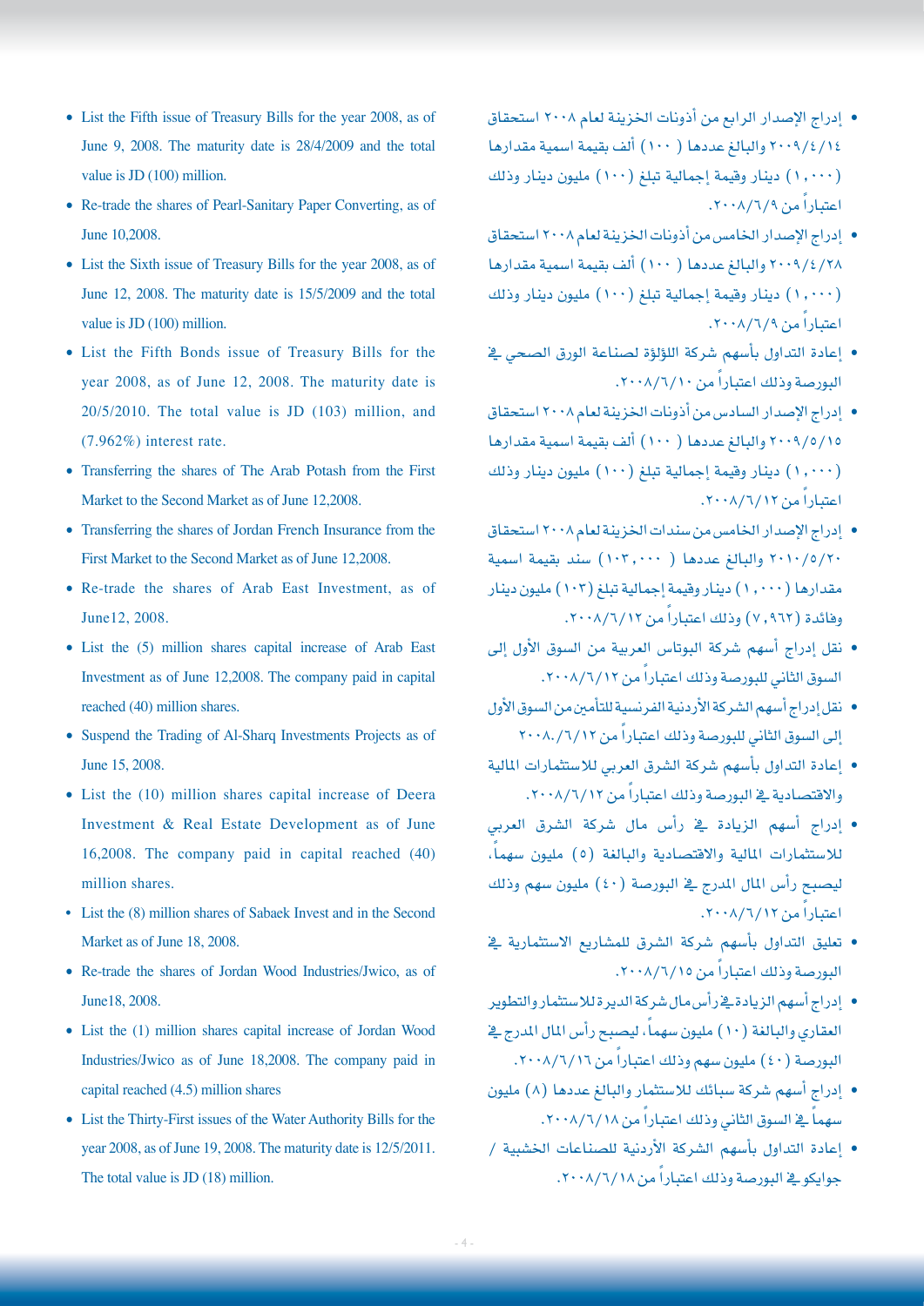- List the Fifth issue of Treasury Bills for the year 2008, as of June 9, 2008. The maturity date is 28/4/2009 and the total value is JD (100) million.
- Re-trade the shares of Pearl-Sanitary Paper Converting, as of June 10,2008.
- List the Sixth issue of Treasury Bills for the year 2008, as of June 12, 2008. The maturity date is 15/5/2009 and the total value is JD (100) million.
- List the Fifth Bonds issue of Treasury Bills for the year 2008, as of June 12, 2008. The maturity date is 20/5/2010. The total value is JD (103) million, and (7.962%) interest rate.
- Transferring the shares of The Arab Potash from the First Market to the Second Market as of June 12,2008.
- Transferring the shares of Jordan French Insurance from the First Market to the Second Market as of June 12,2008.
- Re-trade the shares of Arab East Investment, as of June12, 2008.
- List the (5) million shares capital increase of Arab East Investment as of June 12,2008. The company paid in capital reached (40) million shares.
- Suspend the Trading of Al-Sharq Investments Projects as of June 15, 2008.
- List the (10) million shares capital increase of Deera Investment & Real Estate Development as of June 16,2008. The company paid in capital reached (40) million shares.
- List the (8) million shares of Sabaek Invest and in the Second Market as of June 18, 2008.
- Re-trade the shares of Jordan Wood Industries/Jwico, as of June18, 2008.
- List the (1) million shares capital increase of Jordan Wood Industries/Jwico as of June 18,2008. The company paid in capital reached (4.5) million shares
- List the Thirty-First issues of the Water Authority Bills for the year 2008, as of June 19, 2008. The maturity date is 12/5/2011. The total value is JD (18) million.

- إدراج الإصدار الرابع من أذونات الخزينة لعام ٢٠٠٨ استحقاق ٢٠٠٩/٤/١٤ والبالغ عددها (١٠٠) ألف بقيمة اسمية مقدارها (١,٠٠٠) دينار وقيمة إجمالية تبلغ (١٠٠) مليون دينار وذلك اعتباراً من ٢٠٠٨/٦/٩.
- إدراج الإصدار الخامس من أذونات الخزينة لعام ٢٠٠٨ استحقاق ٢٠٠٩/٤/٢٨ والبالغ عددها (١٠٠) ألف بقيمة اسمية مقدارها (١,٠٠٠) دينار وقيمة إجمالية تبلغ (١٠٠) مليون دينار وذلك اعتباراً من ٢٠٠٨/٦/٩.
- إعادة التداول بأسهم شركة اللؤلؤة لصناعة الورق الصحي في البورصة وذلك اعتباراً من ٢٠٠٨/٦/١٠.
- إدراج الإصدار السادس من أذونات الخزينة لعام ٢٠٠٨ استحقاق ٢٠٠٩/٥/١٥ والبالغ عددها (١٠٠) ألف بقيمة اسمية مقدارها (١,٠٠٠) دينار وقيمة إجمالية تبلغ (١٠٠) مليون دينار وذلك اعتباراً من ٢٠٠٨/٦/١٢.
- إدراج الإصدار الخامس من سندات الخزينة لعام ٢٠٠٨ استحقاق ٢٠١٠/٥/٢٠ والبالغ عددها (١٠٣,٠٠٠) سند بقيمة اسمية مقدارها (١,٠٠٠) دينار وقيمة إجمالية تبلغ (١٠٣) مليون دينار وفائدة (٧,٩٦٢) وذلك اعتباراً من ٢٠٠٨/٦/١٢.
- نقل إدراج أسهم شركة البوتاس العربية من السوق الأول إلى السوق الثاني للبورصة وذلك اعتباراً من ٢٠٠٨/٦/١٢.
- نقل إدراج أسهم الشركة الأردنية الفرنسية للتأمين من السوق الأول إلى السوق الثاني للبورصة وذلك اعتباراً من ٢٠٠٨/٦/١٢.
- إعادة التداول بأسهم شركة الشرق العربي للاستثمارات المالية والاقتصادية في البورصة وذلك اعتباراً من ٢٠٠٨/٦/١٢.
- إدراج أسهم الزيادة في رأس مال شركة الشرق العربي للاستثمارات المالية والاقتصادية والبالغة (٥) مليون سهماً، ليصبح رأس المال المدرج في البورصة (٤٠) مليون سهم وذلك اعتباراً من ٢٠٠٨/٦/١٢.
- تعليق التداول بأسهم شركة الشرق للمشاريع الاستثمارية في البورصة وذلك اعتباراً من ٢٠٠٨/٦/١٥.
- إدراج أسهم الزيادة في رأس مال شركة الديرة للاستثمار والتطوير العقاري والبالغة (١٠) مليون سهماً، ليصبح رأس المال المدرج في البورصة (٤٠) مليون سهم وذلك اعتباراً من ٢٠٠٨/٦/١٦.
- إدراج أسهم شركة سبائك للاستثمار والبالغ عددها (٨) مليون سهماً في السوق الثاني وذلك اعتباراً من ٢٠٠٨/٦/١٨.
- إعادة التداول بأسهم الشركة الأردنية للصناعات الخشبية / جوايكو في البورصة وذلك اعتباراً من ٢٠٠٨/٦/١٨.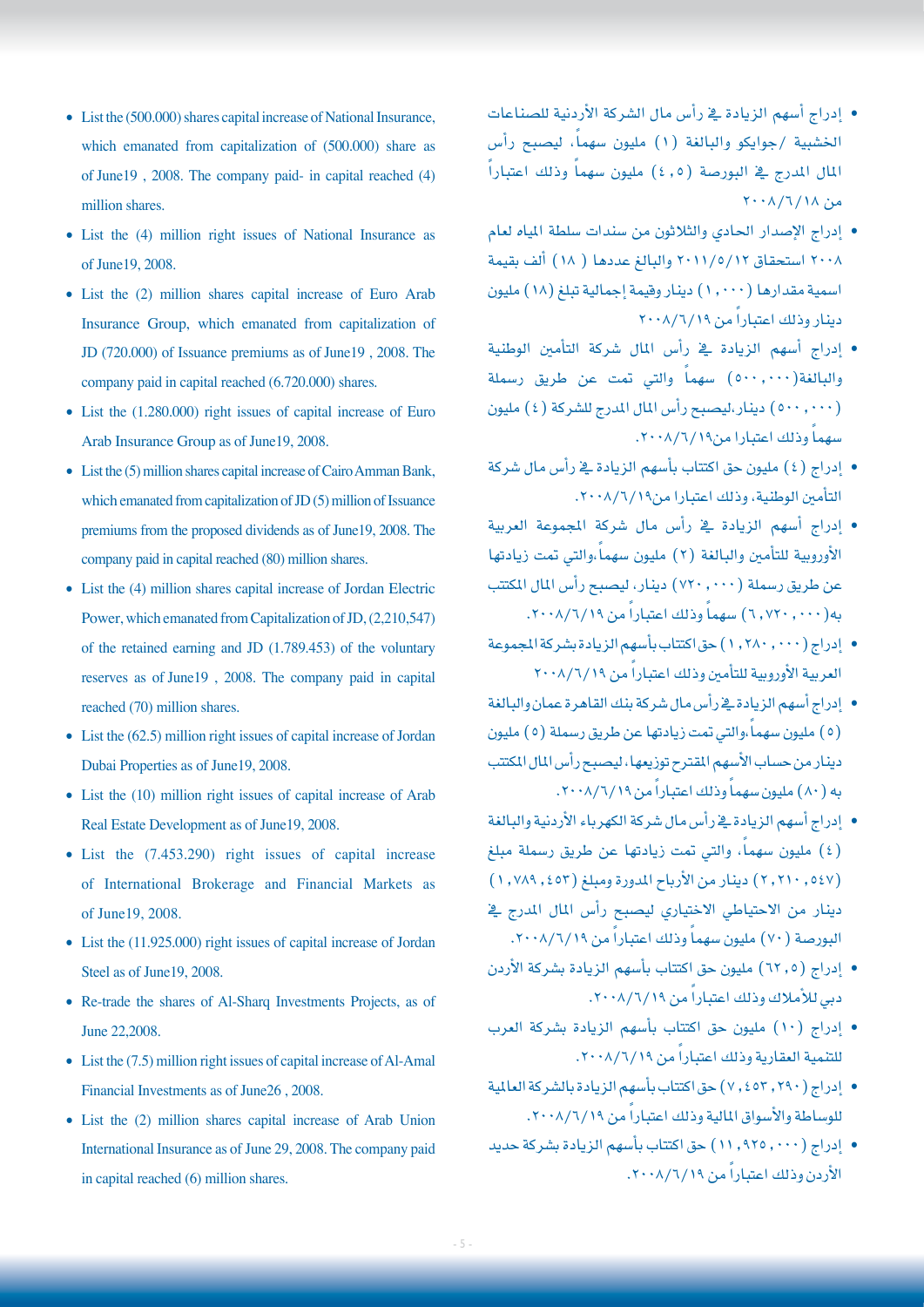- List the (500.000) shares capital increase of National Insurance, which emanated from capitalization of (500.000) share as of June19 , 2008. The company paid- in capital reached (4) million shares.
- List the (4) million right issues of National Insurance as of June19, 2008.
- List the (2) million shares capital increase of Euro Arab Insurance Group, which emanated from capitalization of JD (720.000) of Issuance premiums as of June19 , 2008. The company paid in capital reached (6.720.000) shares.
- List the (1.280.000) right issues of capital increase of Euro Arab Insurance Group as of June19, 2008.
- List the (5) million shares capital increase of Cairo Amman Bank, which emanated from capitalization of JD (5) million of Issuance premiums from the proposed dividends as of June19, 2008. The company paid in capital reached (80) million shares.
- List the (4) million shares capital increase of Jordan Electric Power, which emanated from Capitalization of JD, (2,210,547) of the retained earning and JD (1.789.453) of the voluntary reserves as of June19 , 2008. The company paid in capital reached (70) million shares.
- List the (62.5) million right issues of capital increase of Jordan Dubai Properties as of June19, 2008.
- List the (10) million right issues of capital increase of Arab Real Estate Development as of June19, 2008.
- List the (7.453.290) right issues of capital increase of International Brokerage and Financial Markets as of June19, 2008.
- List the (11.925.000) right issues of capital increase of Jordan Steel as of June19, 2008.
- Re-trade the shares of Al-Sharq Investments Projects, as of June 22,2008.
- List the (7.5) million right issues of capital increase of Al-Amal Financial Investments as of June26 , 2008.
- List the (2) million shares capital increase of Arab Union International Insurance as of June 29, 2008. The company paid in capital reached (6) million shares.

- إدراج أسهم الزيادة في رأس مال الشركة الأردنية للصناعات الخشبية /جوايكو والبالغة (١) مليون سهماً، ليصبح رأس المال المدرج في البورصة (٤,٥) مليون سهماً وذلك اعتباراً من ٢٠٠٨/٦/١٨
- إدراج الإصدار الحادي والثلاثون من سندات سلطة المياه لعام ٢٠٠٨ استحقاق ٢٠١١/٥/١٢ والبالغ عددها (١٨) ألف بقيمة اسمية مقدارها (١,٠٠٠) دينار وقيمة إجمالية تبلغ (١٨) مليون دينار وذلك اعتباراً من ٢٠٠٨/٦/١٩
- إدراج أسهم الزيادة في رأس المال شركة التأمين الوطنية والبالغة(٥٠٠,٠٠٠) سهماً والتي تمت عن طريق رسملة (٥٠٠,٠٠٠) دينار،ليصبح رأس المال المدرج للشركة (٤) مليون سهماً وذلك اعتبارا من٢٠٠٨/٦/١٩.
- إدراج (٤) مليون حق اكتتاب بأسهم الزيادة في رأس مال شركة التأمين الوطنية، وذلك اعتبارا من٢٠٠٨/٦/١٩.
- إدراج أسهم الزيادة في رأس مال شركة المجموعة العربية الأوروبية للتأمين والبالغة (٢) مليون سهماً،والتي تمت زيادتها عن طريق رسملة (٧٢٠,٠٠٠) دينار، ليصبح رأس المال المكتتب به(٦,٧٢٠,٠٠٠) سهماً وذلك اعتباراً من ٢٠٠٨/٦/١٩.
- إدراج (١,٢٨٠,٠٠٠) حق اكتتاب بأسهم الزيادة بشركة المجموعة العربية الأوروبية للتأمين وذلك اعتباراً من ٢٠٠٨/٦/١٩
- إدراج أسهم الزيادة في رأس مال شركة بنك القاهرة عمان والبالغة (٥) مليون سهماً،والتي تمت زيادتها عن طريق رسملة (٥) مليون دينار من حساب الأسهم المقترح توزيعها، ليصبح رأس المال المكتتب به (٨٠) مليون سهماً وذلك اعتباراً من ٢٠٠٨/٦/١٩.
- إدراج أسهم الزيادة في رأس مال شركة الكهرباء الأردنية والبالغة (٤) مليون سهماً، والتي تمت زيادتها عن طريق رسملة مبلغ (٢,٢١٠,٥٤٧) دينار من الأرباح المدورة ومبلغ (١,٧٨٩,٤٥٣) دينار من الاحتياطي الاختياري ليصبح رأس المال المدرج في البورصة (٧٠) مليون سهماً وذلك اعتباراً من ٢٠٠٨/٦/١٩.
- إدراج (٦٢,٥) مليون حق اكتتاب بأسهم الزيادة بشركة الأردن دبي للأملاك وذلك اعتباراً من ٢٠٠٨/٦/١٩.
- إدراج (١٠) مليون حق اكتتاب بأسهم الزيادة بشركة العرب للتنمية العقارية وذلك اعتباراً من ٢٠٠٨/٦/١٩.
- إدراج (٧,٤٥٣,٢٩٠) حق اكتتاب بأسهم الزيادة بالشركة العالمية للوساطة والأسواق المالية وذلك اعتباراً من ٢٠٠٨/٦/١٩.
- إدراج (١١,٩٢٥,٠٠٠) حق اكتتاب بأسهم الزيادة بشركة حديد الأردن وذلك اعتباراً من ٢٠٠٨/٦/١٩.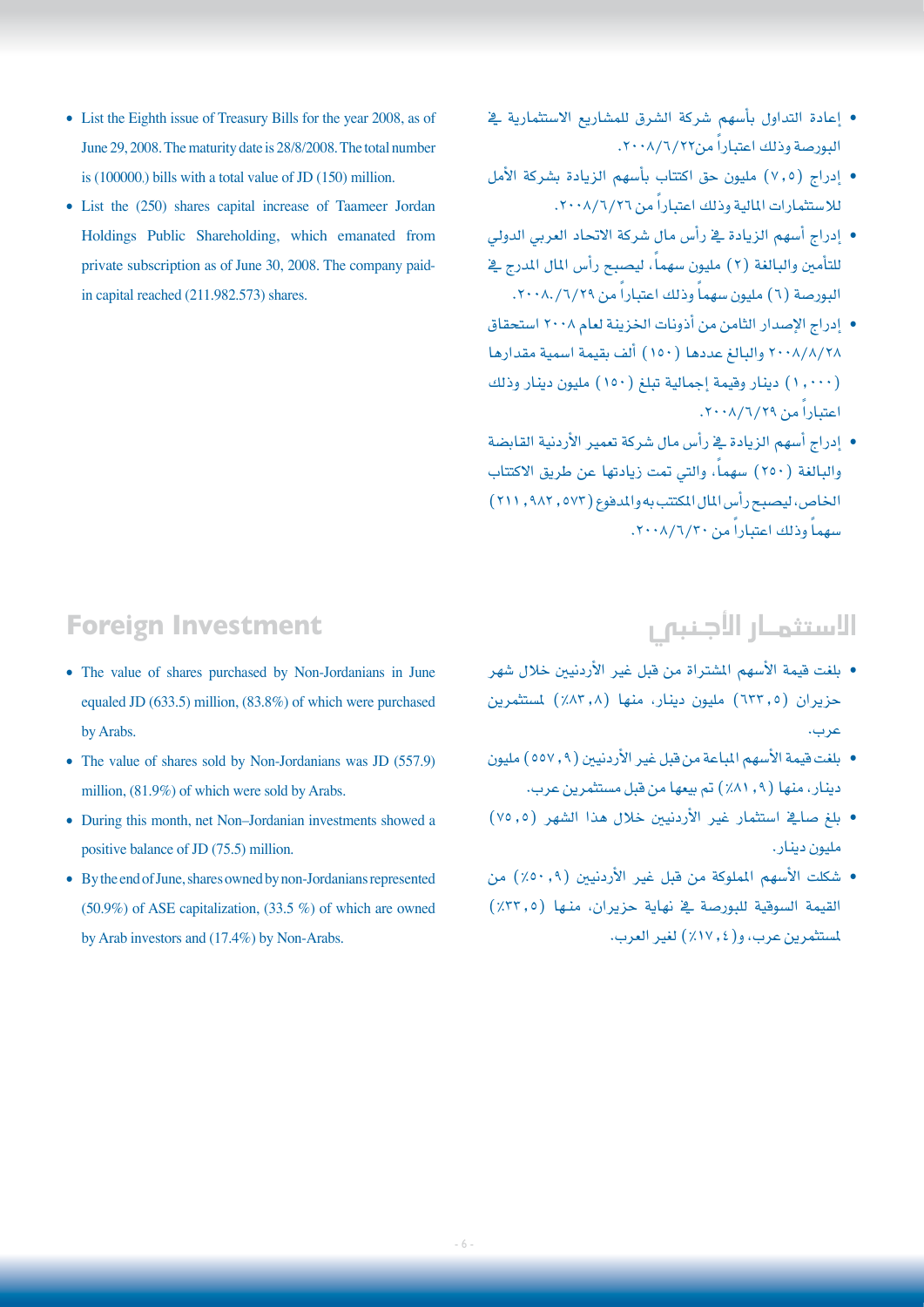- List the Eighth issue of Treasury Bills for the year 2008, as of June 29, 2008. The maturity date is 28/8/2008. The total number is (100000.) bills with a total value of JD (150) million.
- List the (250) shares capital increase of Taameer Jordan Holdings Public Shareholding, which emanated from private subscription as of June 30, 2008. The company paid-in capital reached (211.982.573) shares.

- إعادة التداول بأسهم شركة الشرق للمشاريع الاستثمارية في البورصة وذلك اعتباراً من٢٠٠٨/٦/٢٢.
- إدراج (٧,٥) مليون حق اكتتاب بأسهم الزيادة بشركة الأمل للاستثمارات المالية وذلك اعتباراً من ٢٠٠٨/٦/٢٦.
- إدراج أسهم الزيادة في رأس مال شركة الاتحاد العربي الدولي للتأمين والبالغة (٢) مليون سهماً، ليصبح رأس المال المدرج في البورصة (٦) مليون سهماً وذلك اعتباراً من ٢٠٠٨/٦/٢٩.
- إدراج الإصدار الثامن من أذونات الخزينة لعام ٢٠٠٨ استحقاق ٢٠٠٨/٨/٢٨ والبالغ عددها (١٥٠) ألف بقيمة اسمية مقدارها (١,٠٠٠) دينار وقيمة إجمالية تبلغ (١٥٠) مليون دينار وذلك اعتباراً من ٢٠٠٨/٦/٢٩.
- إدراج أسهم الزيادة في رأس مال شركة تعمير الأردنية القابضة والبالغة (٢٥٠) سهماً، والتي تمت زيادتها عن طريق الاكتتاب الخاص، ليصبح رأس المال المكتتب به والمدفوع (٢١١,٩٨٢,٥٧٣) سهماً وذلك اعتباراً من ٢٠٠٨/٦/٣٠.

## Foreign Investment

- The value of shares purchased by Non-Jordanians in June equaled JD (633.5) million, (83.8%) of which were purchased by Arabs.
- The value of shares sold by Non-Jordanians was JD (557.9) million, (81.9%) of which were sold by Arabs.
- During this month, net Non–Jordanian investments showed a positive balance of JD (75.5) million.
- By the end of June, shares owned by non-Jordanians represented (50.9%) of ASE capitalization, (33.5 %) of which are owned by Arab investors and (17.4%) by Non-Arabs.

## الاستثمـار الأجـنبي

- بلغت قيمة الأسهم المشتراة من قبل غير الأردنيين خلال شهر حزيران (٦٣٣,٥) مليون دينار، منها (٨٣,٨٪) لمستثمرين عرب.
- بلغت قيمة الأسهم المباعة من قبل غير الأردنيين (٥٥٧,٩) مليون دينار، منها (٨١,٩٪) تم بيعها من قبل مستثمرين عرب.
- بلغ صافي استثمار غير الأردنيين خلال هذا الشهر (٧٥,٥) مليون دينار.
- شكلت الأسهم المملوكة من قبل غير الأردنيين (٥٠,٩٪) من القيمة السوقية للبورصة في نهاية حزيران، منها (٣٣,٥٪) لمستثمرين عرب، و(١٧,٤٪) لغير العرب.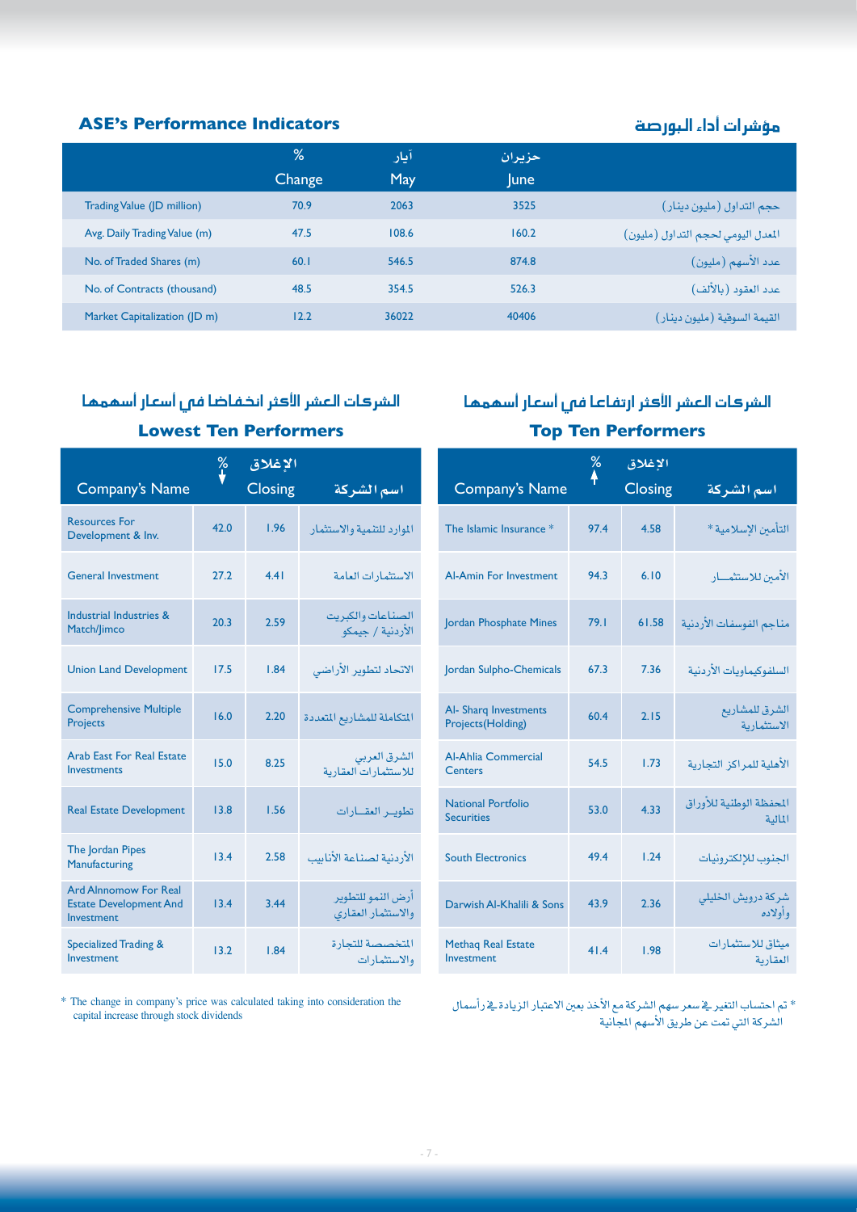## ASE's Performance Indicators

## مؤشرات أداء البورصة

| | % Change | آيار May | حزيران June | |
|---|---|---|---|---|
| Trading Value (JD million) | 70.9 | 2063 | 3525 | حجم التداول (مليون دينار) |
| Avg. Daily Trading Value (m) | 47.5 | 108.6 | 160.2 | المعدل اليومي لحجم التداول (مليون) |
| No. of Traded Shares (m) | 60.1 | 546.5 | 874.8 | عدد الأسهم (مليون) |
| No. of Contracts (thousand) | 48.5 | 354.5 | 526.3 | عدد العقود (بالألف) |
| Market Capitalization (JD m) | 12.2 | 36022 | 40406 | القيمة السوقية (مليون دينار) |

## الشركات العشر الأكثر ارتفاعا في أسعار أسهمها

## Top Ten Performers

| Company's Name | % ↑ | الإغلاق Closing | اسم الشركة |
|---|---|---|---|
| The Islamic Insurance * | 97.4 | 4.58 | التأمين الإسلامية * |
| Al-Amin For Investment | 94.3 | 6.10 | الأمين للاستثمار |
| Jordan Phosphate Mines | 79.1 | 61.58 | مناجم الفوسفات الأردنية |
| Jordan Sulpho-Chemicals | 67.3 | 7.36 | السلفوكيماويات الأردنية |
| Al- Sharq Investments Projects(Holding) | 60.4 | 2.15 | الشرق للمشاريع الاستثمارية |
| Al-Ahlia Commercial Centers | 54.5 | 1.73 | الأهلية للمراكز التجارية |
| National Portfolio Securities | 53.0 | 4.33 | المحفظة الوطنية للأوراق المالية |
| South Electronics | 49.4 | 1.24 | الجنوب للإلكترونيات |
| Darwish Al-Khalili & Sons | 43.9 | 2.36 | شركة درويش الخليلي وأولاده |
| Methaq Real Estate Investment | 41.4 | 1.98 | ميثاق للاستثمارات العقارية |

* تم احتساب التغير في سعر سهم الشركة مع الأخذ بعين الاعتبار الزيادة في رأسمال الشركة التي تمت عن طريق الأسهم المجانية

## الشركات العشر الأكثر انخفاضا في أسعار أسهمها

## Lowest Ten Performers

| Company's Name | % ↓ | الإغلاق Closing | اسم الشركة |
|---|---|---|---|
| Resources For Development & Inv. | 42.0 | 1.96 | الموارد للتنمية والاستثمار |
| General Investment | 27.2 | 4.41 | الاستثمارات العامة |
| Industrial Industries & Match/Jimco | 20.3 | 2.59 | الصناعات والكبريت الأردنية / جيمكو |
| Union Land Development | 17.5 | 1.84 | الاتحاد لتطوير الأراضي |
| Comprehensive Multiple Projects | 16.0 | 2.20 | المتكاملة للمشاريع المتعددة |
| Arab East For Real Estate Investments | 15.0 | 8.25 | الشرق العربي للاستثمارات العقارية |
| Real Estate Development | 13.8 | 1.56 | تطوير العقارات |
| The Jordan Pipes Manufacturing | 13.4 | 2.58 | الأردنية لصناعة الأنابيب |
| Ard Alnnomow For Real Estate Development And Investment | 13.4 | 3.44 | أرض النمو للتطوير والاستثمار العقاري |
| Specialized Trading & Investment | 13.2 | 1.84 | المتخصصة للتجارة والاستثمارات |

* The change in company's price was calculated taking into consideration the capital increase through stock dividends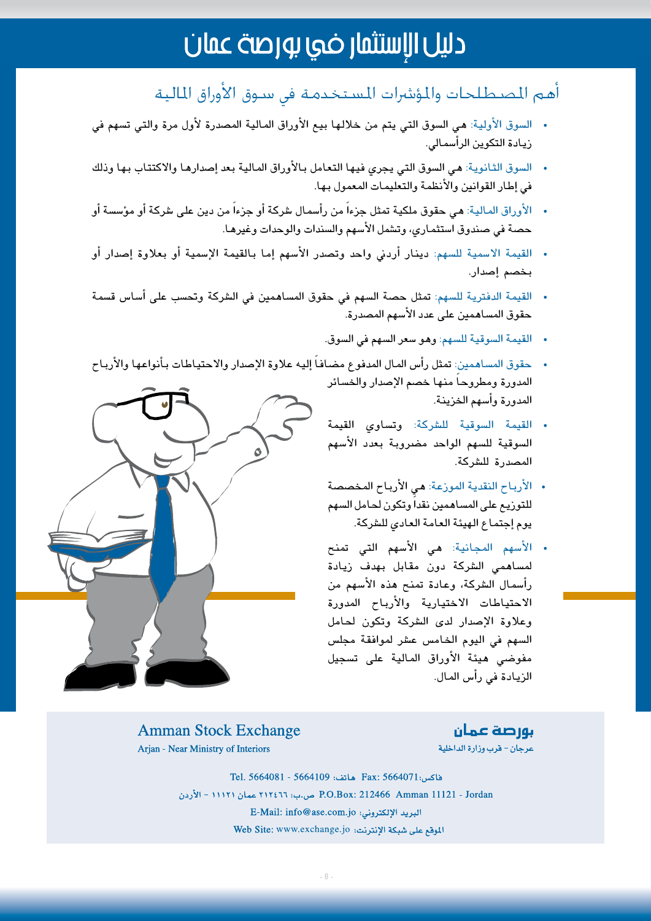# دليل الإستثمار في بورصة عمان

## أهم المصطلحات والمؤشرات المستخدمة في سوق الأوراق المالية

- السوق الأولية: هي السوق التي يتم من خلالها بيع الأوراق المالية المصدرة لأول مرة والتي تسهم في زيادة التكوين الرأسمالي.
- السوق الثانوية: هي السوق التي يجري فيها التعامل بالأوراق المالية بعد إصدارها والاكتتاب بها وذلك في إطار القوانين والأنظمة والتعليمات المعمول بها.
- الأوراق المالية: هي حقوق ملكية تمثل جزءاً من رأسمال شركة أو جزءاً من دين على شركة أو مؤسسة أو حصة في صندوق استثماري، وتشمل الأسهم والسندات والوحدات وغيرها.
- القيمة الاسمية للسهم: دينار أردني واحد وتصدر الأسهم إما بالقيمة الإسمية أو بعلاوة إصدار أو بخصم إصدار.
- القيمة الدفترية للسهم: تمثل حصة السهم في حقوق المساهمين في الشركة وتحسب على أساس قسمة حقوق المساهمين على عدد الأسهم المصدرة.
- القيمة السوقية للسهم: وهو سعر السهم في السوق.
- حقوق المساهمين: تمثل رأس المال المدفوع مضافاً إليه علاوة الإصدار والاحتياطات بأنواعها والأرباح المدورة ومطروحاً منها خصم الإصدار والخسائر المدورة وأسهم الخزينة.
- القيمة السوقية للشركة: وتساوي القيمة السوقية للسهم الواحد مضروبة بعدد الأسهم المصدرة للشركة.
- الأرباح النقدية الموزعة: هي الأرباح المخصصة للتوزيع على المساهمين نقداً وتكون لحامل السهم يوم إجتماع الهيئة العامة العادي للشركة.
- الأسهم المجانية: هي الأسهم التي تمنح لمساهمي الشركة دون مقابل بهدف زيادة رأسمال الشركة، وعادة تمنح هذه الأسهم من الاحتياطات الاختيارية والأرباح المدورة وعلاوة الإصدار لدى الشركة وتكون لحامل السهم في اليوم الخامس عشر لموافقة مجلس مفوضي هيئة الأوراق المالية على تسجيل الزيادة في رأس المال.

**بورصة عمان**
عرجان - قرب وزارة الداخلية

**Amman Stock Exchange**
Arjan - Near Ministry of Interiors

Tel. 5664081 - 5664109 :هاتف Fax: 5664071:فاكس

P.O.Box: 212466 Amman 11121 - Jordan ص.ب: ٢١٢٤٦٦ عمان ١١١٢١ - الأردن

E-Mail: info@ase.com.jo :البريد الإلكتروني

Web Site: www.exchange.jo :الموقع على شبكة الإنترنت